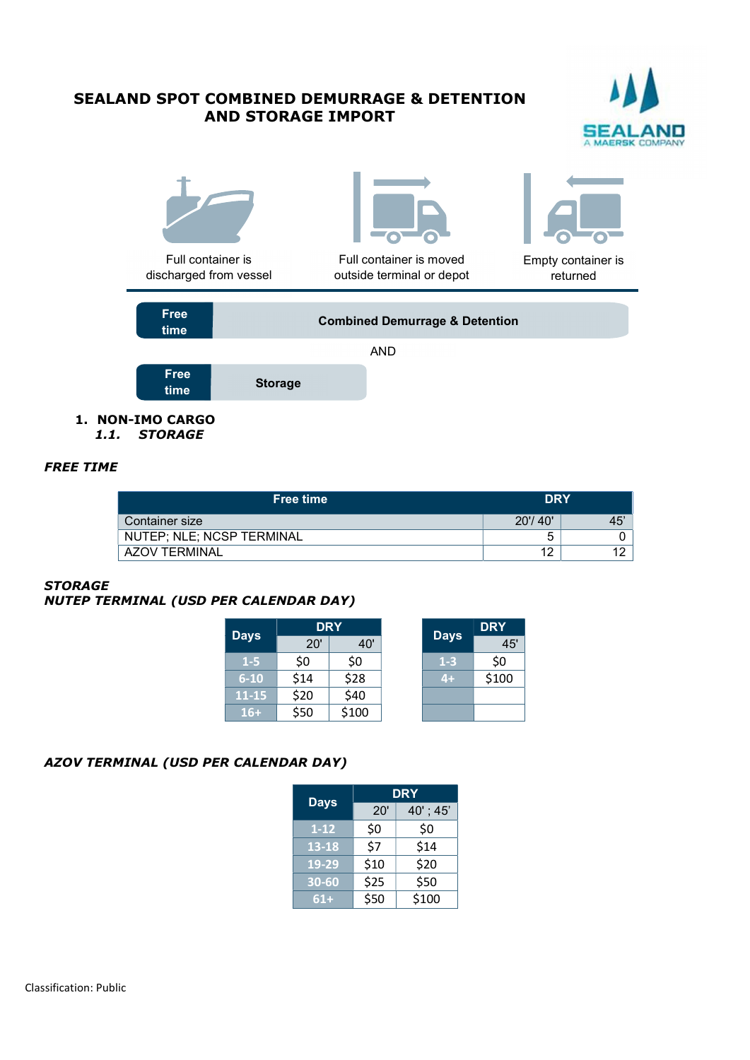# SEALAND SPOT COMBINED DEMURRAGE & DETENTION AND STORAGE IMPORT

Full container is discharged from vessel

Full container is moved outside terminal or depot

Empty container is returned

**Free time** | **Combined Demurrage & Detention**

AND

**Free time** | **Storage**

## 1. NON-IMO CARGO

### *1.1. STORAGE*

***FREE TIME***

| Free time | DRY | |
|---|---|---|
| Container size | 20'/ 40' | 45' |
| NUTEP; NLE; NCSP TERMINAL | 5 | 0 |
| AZOV TERMINAL | 12 | 12 |

***STORAGE***
***NUTEP TERMINAL (USD PER CALENDAR DAY)***

| Days | DRY | |
|---|---|---|
| | 20' | 40' |
| 1-5 | $0 | $0 |
| 6-10 | $14 | $28 |
| 11-15 | $20 | $40 |
| 16+ | $50 | $100 |

| Days | DRY |
|---|---|
| | 45' |
| 1-3 | $0 |
| 4+ | $100 |
| | |
| | |

***AZOV TERMINAL (USD PER CALENDAR DAY)***

| Days | DRY | |
|---|---|---|
| | 20' | 40' ; 45' |
| 1-12 | $0 | $0 |
| 13-18 | $7 | $14 |
| 19-29 | $10 | $20 |
| 30-60 | $25 | $50 |
| 61+ | $50 | $100 |

Classification: Public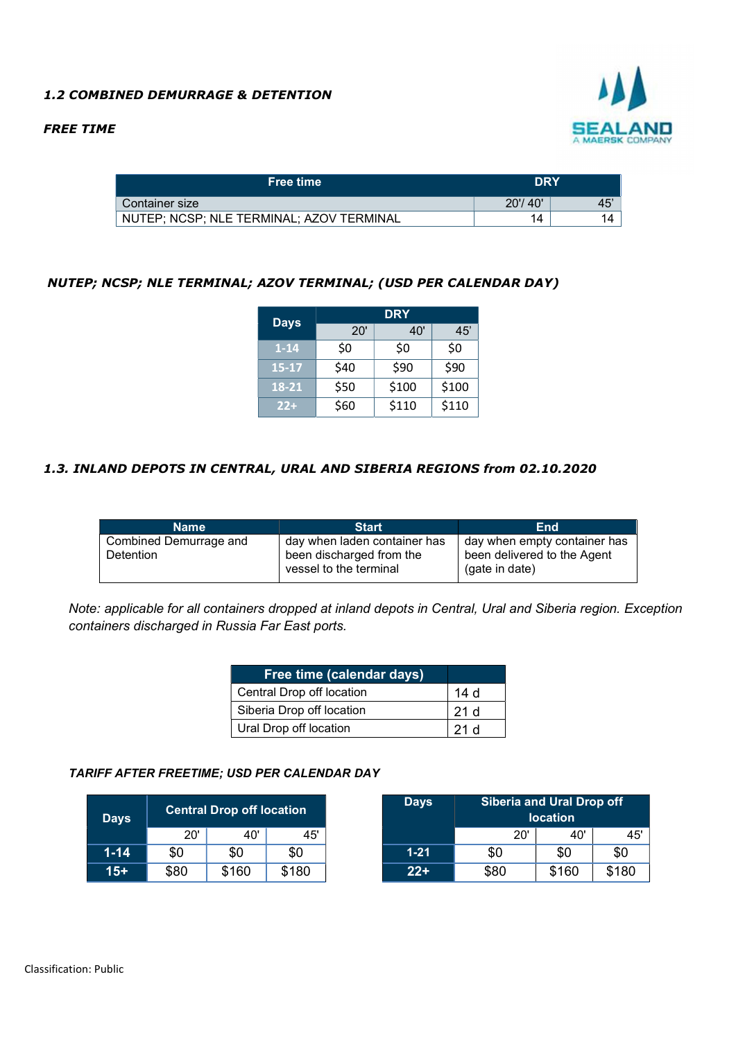### *1.2 COMBINED DEMURRAGE & DETENTION*

***FREE TIME***

| Free time | DRY | |
|---|---|---|
| Container size | 20'/ 40' | 45' |
| NUTEP; NCSP; NLE TERMINAL; AZOV TERMINAL | 14 | 14 |

***NUTEP; NCSP; NLE TERMINAL; AZOV TERMINAL; (USD PER CALENDAR DAY)***

| Days | DRY | | |
|---|---|---|---|
| | 20' | 40' | 45' |
| 1-14 | $0 | $0 | $0 |
| 15-17 | $40 | $90 | $90 |
| 18-21 | $50 | $100 | $100 |
| 22+ | $60 | $110 | $110 |

### *1.3. INLAND DEPOTS IN CENTRAL, URAL AND SIBERIA REGIONS from 02.10.2020*

| Name | Start | End |
|---|---|---|
| Combined Demurrage and Detention | day when laden container has been discharged from the vessel to the terminal | day when empty container has been delivered to the Agent (gate in date) |

*Note: applicable for all containers dropped at inland depots in Central, Ural and Siberia region. Exception containers discharged in Russia Far East ports.*

| Free time (calendar days) | |
|---|---|
| Central Drop off location | 14 d |
| Siberia Drop off location | 21 d |
| Ural Drop off location | 21 d |

***TARIFF AFTER FREETIME; USD PER CALENDAR DAY***

| Days | Central Drop off location | | |
|---|---|---|---|
| | 20' | 40' | 45' |
| 1-14 | $0 | $0 | $0 |
| 15+ | $80 | $160 | $180 |

| Days | Siberia and Ural Drop off location | | |
|---|---|---|---|
| | 20' | 40' | 45' |
| 1-21 | $0 | $0 | $0 |
| 22+ | $80 | $160 | $180 |

Classification: Public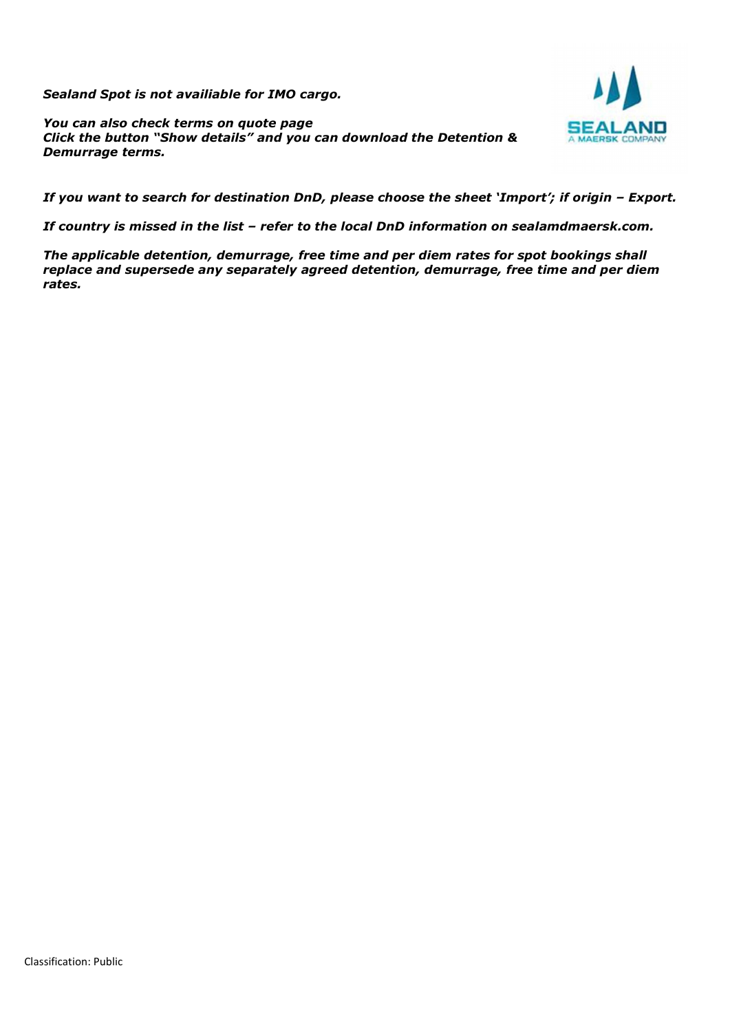***Sealand Spot is not availiable for IMO cargo.***

***You can also check terms on quote page***
***Click the button "Show details" and you can download the Detention & Demurrage terms.***

***If you want to search for destination DnD, please choose the sheet 'Import'; if origin – Export.***

***If country is missed in the list – refer to the local DnD information on sealamdmaersk.com.***

***The applicable detention, demurrage, free time and per diem rates for spot bookings shall replace and supersede any separately agreed detention, demurrage, free time and per diem rates.***

Classification: Public